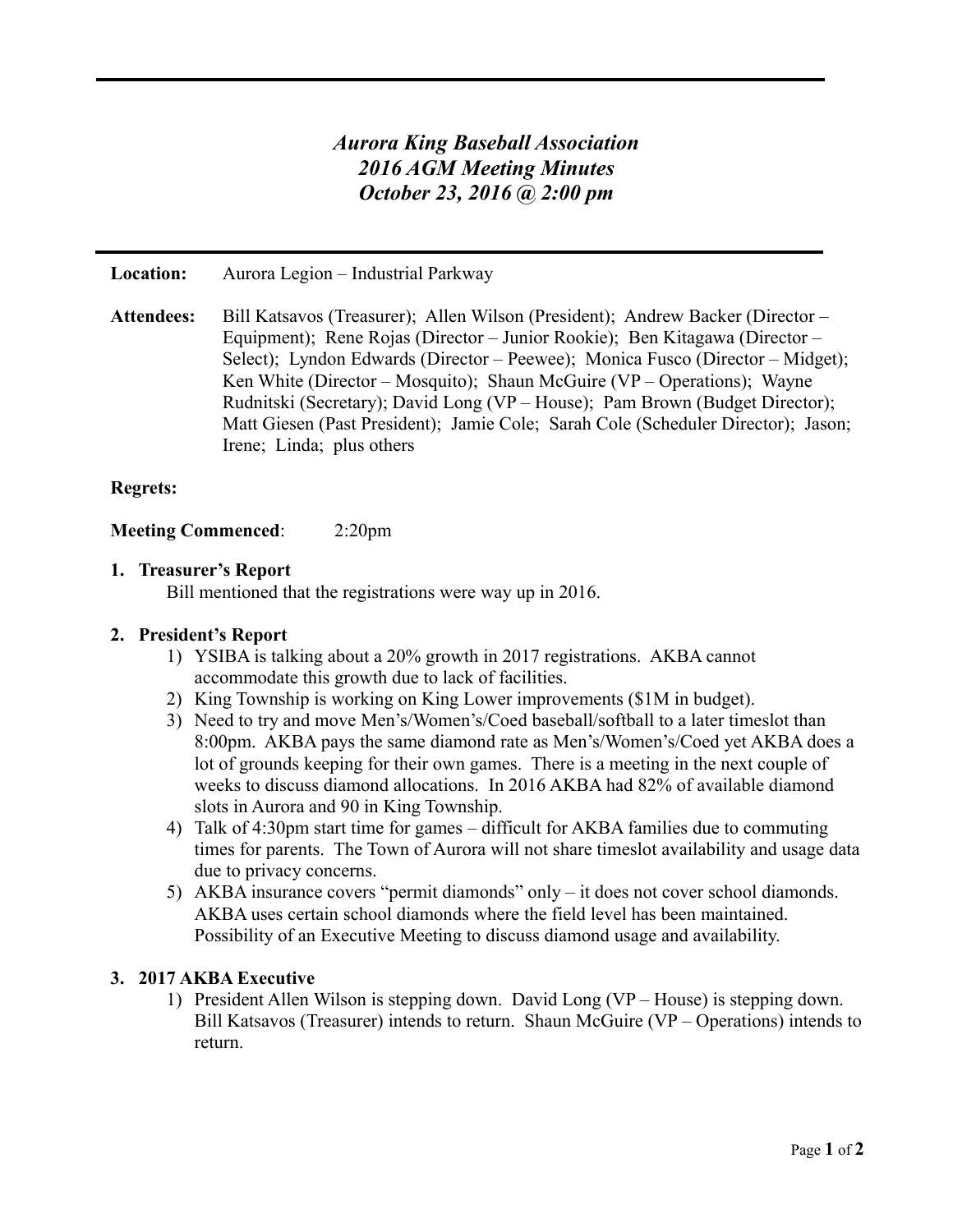# *Aurora King Baseball Association*
# *2016 AGM Meeting Minutes*
# *October 23, 2016 @ 2:00 pm*

---

**Location:** Aurora Legion – Industrial Parkway

**Attendees:** Bill Katsavos (Treasurer); Allen Wilson (President); Andrew Backer (Director – Equipment); Rene Rojas (Director – Junior Rookie); Ben Kitagawa (Director – Select); Lyndon Edwards (Director – Peewee); Monica Fusco (Director – Midget); Ken White (Director – Mosquito); Shaun McGuire (VP – Operations); Wayne Rudnitski (Secretary); David Long (VP – House); Pam Brown (Budget Director); Matt Giesen (Past President); Jamie Cole; Sarah Cole (Scheduler Director); Jason; Irene; Linda; plus others

**Regrets:**

**Meeting Commenced**: 2:20pm

## 1. Treasurer's Report

Bill mentioned that the registrations were way up in 2016.

## 2. President's Report

1) YSIBA is talking about a 20% growth in 2017 registrations. AKBA cannot accommodate this growth due to lack of facilities.
2) King Township is working on King Lower improvements ($1M in budget).
3) Need to try and move Men's/Women's/Coed baseball/softball to a later timeslot than 8:00pm. AKBA pays the same diamond rate as Men's/Women's/Coed yet AKBA does a lot of grounds keeping for their own games. There is a meeting in the next couple of weeks to discuss diamond allocations. In 2016 AKBA had 82% of available diamond slots in Aurora and 90 in King Township.
4) Talk of 4:30pm start time for games – difficult for AKBA families due to commuting times for parents. The Town of Aurora will not share timeslot availability and usage data due to privacy concerns.
5) AKBA insurance covers "permit diamonds" only – it does not cover school diamonds. AKBA uses certain school diamonds where the field level has been maintained. Possibility of an Executive Meeting to discuss diamond usage and availability.

## 3. 2017 AKBA Executive

1) President Allen Wilson is stepping down. David Long (VP – House) is stepping down. Bill Katsavos (Treasurer) intends to return. Shaun McGuire (VP – Operations) intends to return.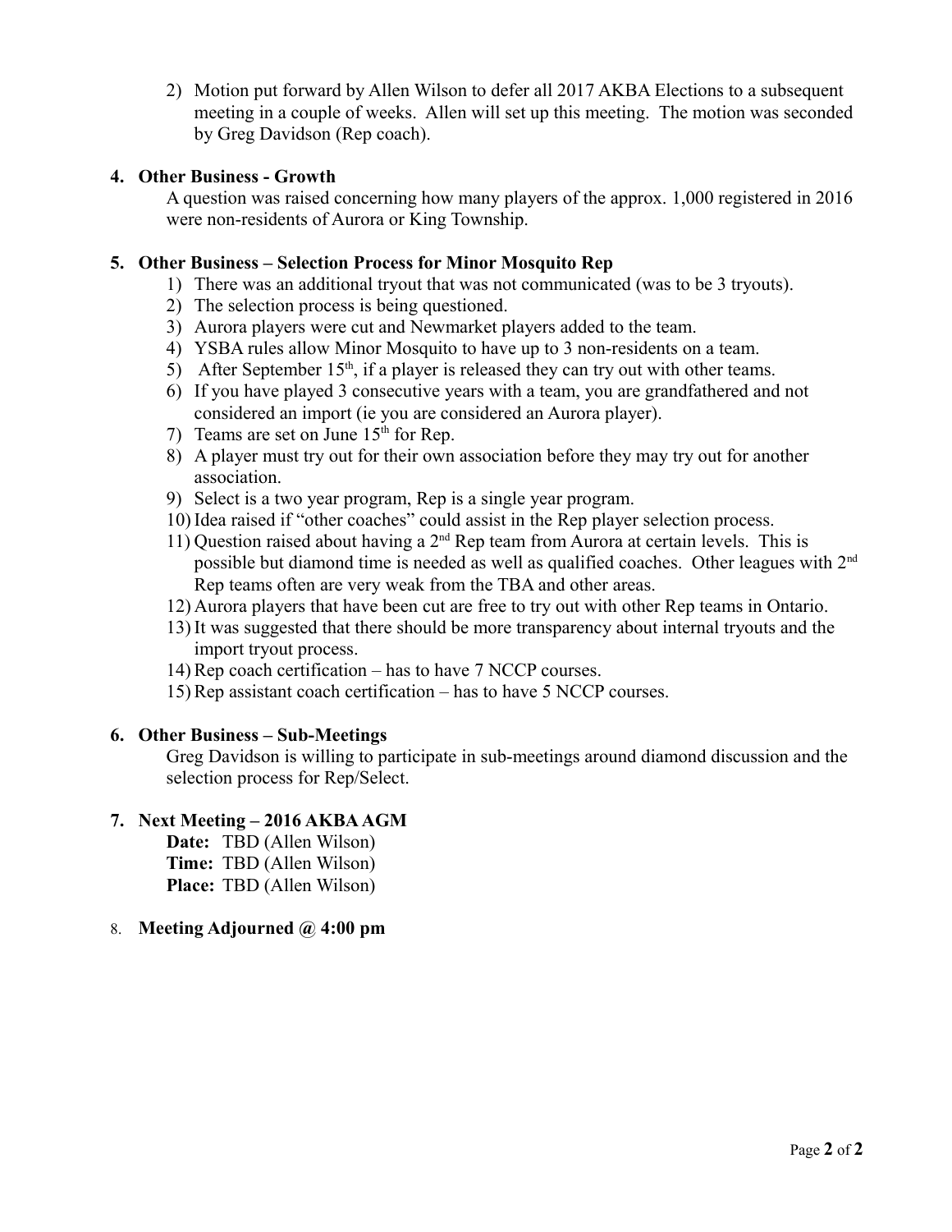2) Motion put forward by Allen Wilson to defer all 2017 AKBA Elections to a subsequent meeting in a couple of weeks. Allen will set up this meeting. The motion was seconded by Greg Davidson (Rep coach).

**4. Other Business - Growth**

A question was raised concerning how many players of the approx. 1,000 registered in 2016 were non-residents of Aurora or King Township.

**5. Other Business – Selection Process for Minor Mosquito Rep**

1) There was an additional tryout that was not communicated (was to be 3 tryouts).
2) The selection process is being questioned.
3) Aurora players were cut and Newmarket players added to the team.
4) YSBA rules allow Minor Mosquito to have up to 3 non-residents on a team.
5) After September 15th, if a player is released they can try out with other teams.
6) If you have played 3 consecutive years with a team, you are grandfathered and not considered an import (ie you are considered an Aurora player).
7) Teams are set on June 15th for Rep.
8) A player must try out for their own association before they may try out for another association.
9) Select is a two year program, Rep is a single year program.
10) Idea raised if "other coaches" could assist in the Rep player selection process.
11) Question raised about having a 2nd Rep team from Aurora at certain levels. This is possible but diamond time is needed as well as qualified coaches. Other leagues with 2nd Rep teams often are very weak from the TBA and other areas.
12) Aurora players that have been cut are free to try out with other Rep teams in Ontario.
13) It was suggested that there should be more transparency about internal tryouts and the import tryout process.
14) Rep coach certification – has to have 7 NCCP courses.
15) Rep assistant coach certification – has to have 5 NCCP courses.

**6. Other Business – Sub-Meetings**

Greg Davidson is willing to participate in sub-meetings around diamond discussion and the selection process for Rep/Select.

**7. Next Meeting – 2016 AKBA AGM**

**Date:** TBD (Allen Wilson)
**Time:** TBD (Allen Wilson)
**Place:** TBD (Allen Wilson)

8. **Meeting Adjourned @ 4:00 pm**